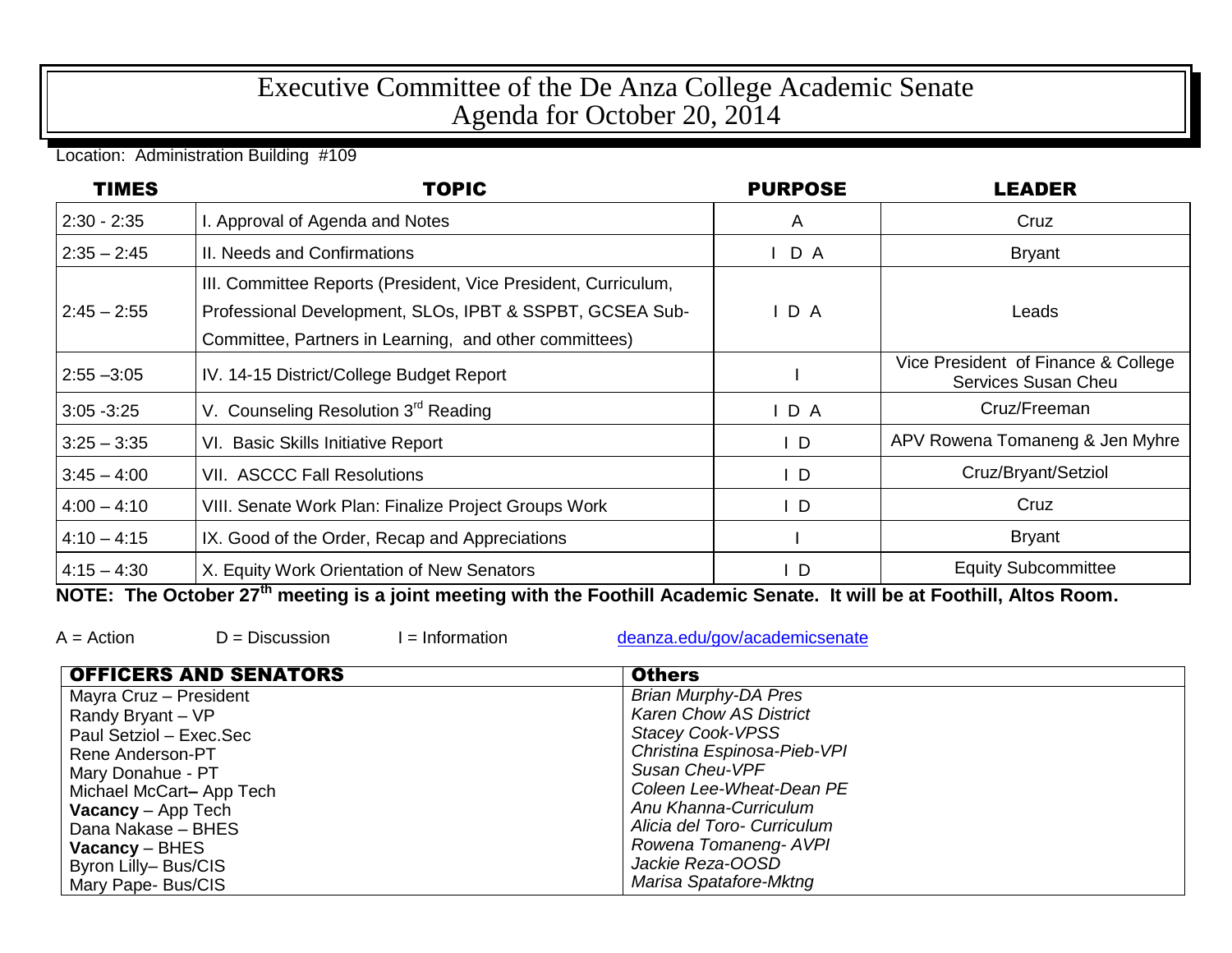# Executive Committee of the De Anza College Academic Senate
# Agenda for October 20, 2014

Location: Administration Building #109

| TIMES | TOPIC | PURPOSE | LEADER |
|---|---|---|---|
| 2:30 - 2:35 | I. Approval of Agenda and Notes | A | Cruz |
| 2:35 – 2:45 | II. Needs and Confirmations | I D A | Bryant |
| 2:45 – 2:55 | III. Committee Reports (President, Vice President, Curriculum, Professional Development, SLOs, IPBT & SSPBT, GCSEA Sub-Committee, Partners in Learning, and other committees) | I D A | Leads |
| 2:55 –3:05 | IV. 14-15 District/College Budget Report | I | Vice President of Finance & College Services Susan Cheu |
| 3:05 -3:25 | V. Counseling Resolution 3rd Reading | I D A | Cruz/Freeman |
| 3:25 – 3:35 | VI. Basic Skills Initiative Report | I D | APV Rowena Tomaneng & Jen Myhre |
| 3:45 – 4:00 | VII. ASCCC Fall Resolutions | I D | Cruz/Bryant/Setziol |
| 4:00 – 4:10 | VIII. Senate Work Plan: Finalize Project Groups Work | I D | Cruz |
| 4:10 – 4:15 | IX. Good of the Order, Recap and Appreciations | I | Bryant |
| 4:15 – 4:30 | X. Equity Work Orientation of New Senators | I D | Equity Subcommittee |

**NOTE: The October 27th meeting is a joint meeting with the Foothill Academic Senate. It will be at Foothill, Altos Room.**

A = Action D = Discussion I = Information [deanza.edu/gov/academicsenate](deanza.edu/gov/academicsenate)

| OFFICERS AND SENATORS | Others |
|---|---|
| Mayra Cruz – President | *Brian Murphy-DA Pres* |
| Randy Bryant – VP | *Karen Chow AS District* |
| Paul Setziol – Exec.Sec | *Stacey Cook-VPSS* |
| Rene Anderson-PT | *Christina Espinosa-Pieb-VPI* |
| Mary Donahue - PT | *Susan Cheu-VPF* |
| Michael McCart– App Tech | *Coleen Lee-Wheat-Dean PE* |
| **Vacancy** – App Tech | *Anu Khanna-Curriculum* |
| Dana Nakase – BHES | *Alicia del Toro- Curriculum* |
| **Vacancy** – BHES | *Rowena Tomaneng- AVPI* |
| Byron Lilly– Bus/CIS | *Jackie Reza-OOSD* |
| Mary Pape- Bus/CIS | *Marisa Spatafore-Mktng* |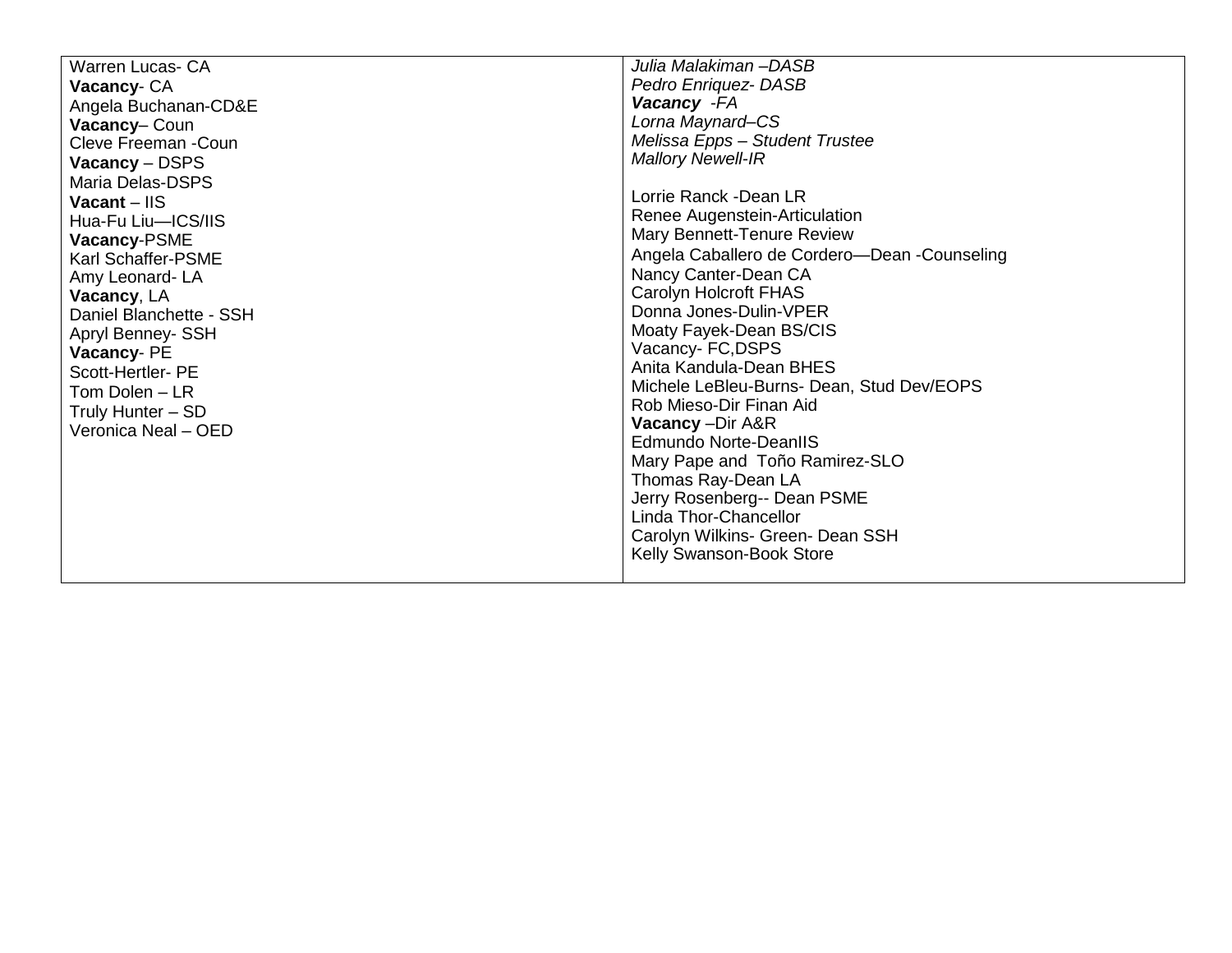| | |
|---|---|
| Warren Lucas- CA<br>**Vacancy**- CA<br>Angela Buchanan-CD&E<br>**Vacancy**– Coun<br>Cleve Freeman -Coun<br>**Vacancy** – DSPS<br>Maria Delas-DSPS<br>**Vacant** – IIS<br>Hua-Fu Liu—ICS/IIS<br>**Vacancy**-PSME<br>Karl Schaffer-PSME<br>Amy Leonard- LA<br>**Vacancy**, LA<br>Daniel Blanchette - SSH<br>Apryl Benney- SSH<br>**Vacancy**- PE<br>Scott-Hertler- PE<br>Tom Dolen – LR<br>Truly Hunter – SD<br>Veronica Neal – OED | *Julia Malakiman –DASB*<br>*Pedro Enriquez- DASB*<br>***Vacancy*** *-FA*<br>*Lorna Maynard–CS*<br>*Melissa Epps – Student Trustee*<br>*Mallory Newell-IR*<br><br>Lorrie Ranck -Dean LR<br>Renee Augenstein-Articulation<br>Mary Bennett-Tenure Review<br>Angela Caballero de Cordero—Dean -Counseling<br>Nancy Canter-Dean CA<br>Carolyn Holcroft FHAS<br>Donna Jones-Dulin-VPER<br>Moaty Fayek-Dean BS/CIS<br>Vacancy- FC,DSPS<br>Anita Kandula-Dean BHES<br>Michele LeBleu-Burns- Dean, Stud Dev/EOPS<br>Rob Mieso-Dir Finan Aid<br>**Vacancy** –Dir A&R<br>Edmundo Norte-DeanIIS<br>Mary Pape and Toño Ramirez-SLO<br>Thomas Ray-Dean LA<br>Jerry Rosenberg-- Dean PSME<br>Linda Thor-Chancellor<br>Carolyn Wilkins- Green- Dean SSH<br>Kelly Swanson-Book Store |